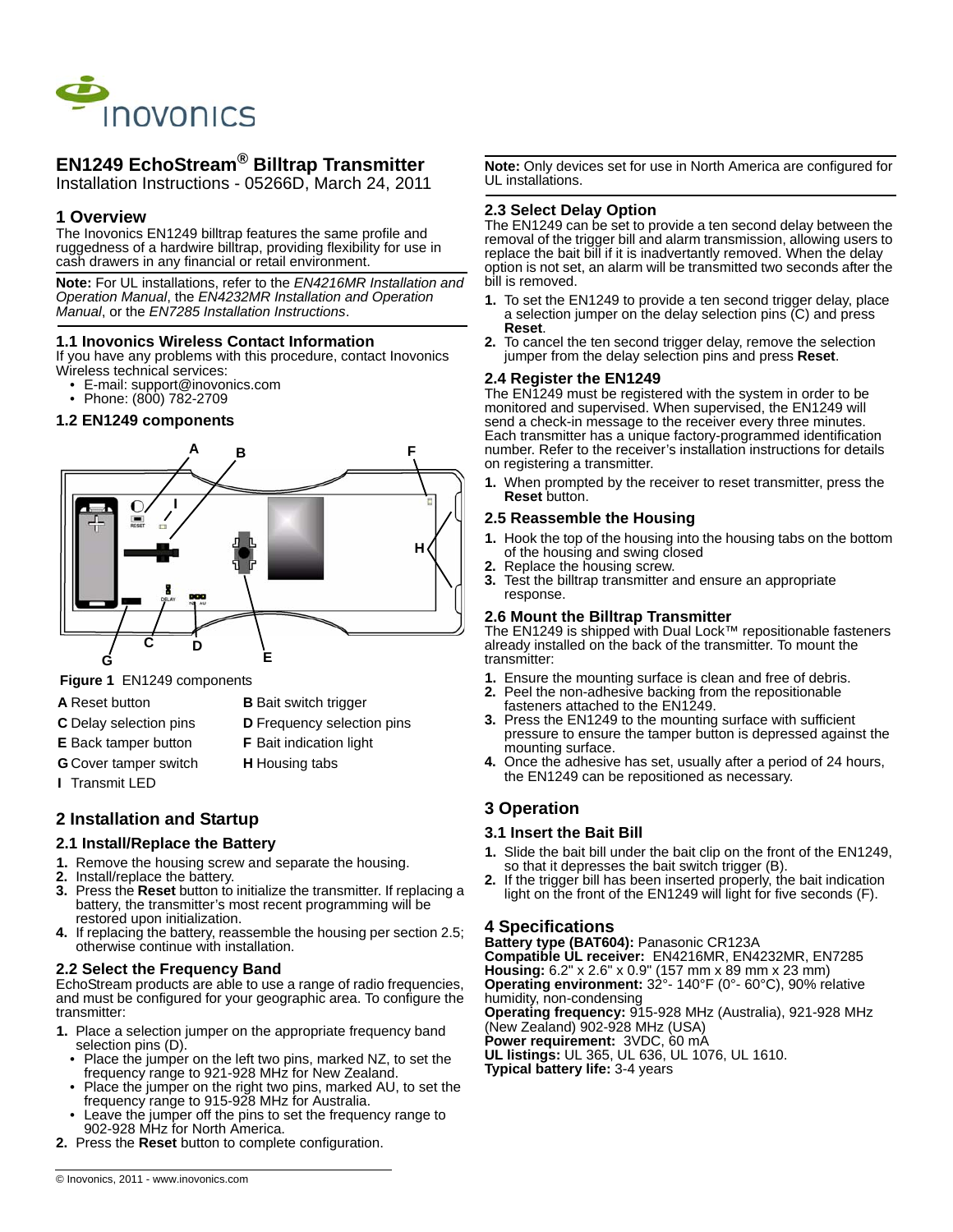# EN1249 EchoStream® Billtrap Transmitter

Installation Instructions - 05266D, March 24, 2011

## 1 Overview

The Inovonics EN1249 billtrap features the same profile and ruggedness of a hardwire billtrap, providing flexibility for use in cash drawers in any financial or retail environment.

**Note:** For UL installations, refer to the *EN4216MR Installation and Operation Manual*, the *EN4232MR Installation and Operation Manual*, or the *EN7285 Installation Instructions*.

### 1.1 Inovonics Wireless Contact Information

If you have any problems with this procedure, contact Inovonics Wireless technical services:

- E-mail: support@inovonics.com
- Phone: (800) 782-2709

### 1.2 EN1249 components

**Figure 1** EN1249 components

| | |
|---|---|
| **A** Reset button | **B** Bait switch trigger |
| **C** Delay selection pins | **D** Frequency selection pins |
| **E** Back tamper button | **F** Bait indication light |
| **G** Cover tamper switch | **H** Housing tabs |
| **I** Transmit LED | |

## 2 Installation and Startup

### 2.1 Install/Replace the Battery

1. Remove the housing screw and separate the housing.
2. Install/replace the battery.
3. Press the **Reset** button to initialize the transmitter. If replacing a battery, the transmitter's most recent programming will be restored upon initialization.
4. If replacing the battery, reassemble the housing per section 2.5; otherwise continue with installation.

### 2.2 Select the Frequency Band

EchoStream products are able to use a range of radio frequencies, and must be configured for your geographic area. To configure the transmitter:

1. Place a selection jumper on the appropriate frequency band selection pins (D).
   - Place the jumper on the left two pins, marked NZ, to set the frequency range to 921-928 MHz for New Zealand.
   - Place the jumper on the right two pins, marked AU, to set the frequency range to 915-928 MHz for Australia.
   - Leave the jumper off the pins to set the frequency range to 902-928 MHz for North America.
2. Press the **Reset** button to complete configuration.

**Note:** Only devices set for use in North America are configured for UL installations.

### 2.3 Select Delay Option

The EN1249 can be set to provide a ten second delay between the removal of the trigger bill and alarm transmission, allowing users to replace the bait bill if it is inadvertantly removed. When the delay option is not set, an alarm will be transmitted two seconds after the bill is removed.

1. To set the EN1249 to provide a ten second trigger delay, place a selection jumper on the delay selection pins (C) and press **Reset**.
2. To cancel the ten second trigger delay, remove the selection jumper from the delay selection pins and press **Reset**.

### 2.4 Register the EN1249

The EN1249 must be registered with the system in order to be monitored and supervised. When supervised, the EN1249 will send a check-in message to the receiver every three minutes. Each transmitter has a unique factory-programmed identification number. Refer to the receiver's installation instructions for details on registering a transmitter.

1. When prompted by the receiver to reset transmitter, press the **Reset** button.

### 2.5 Reassemble the Housing

1. Hook the top of the housing into the housing tabs on the bottom of the housing and swing closed
2. Replace the housing screw.
3. Test the billtrap transmitter and ensure an appropriate response.

### 2.6 Mount the Billtrap Transmitter

The EN1249 is shipped with Dual Lock™ repositionable fasteners already installed on the back of the transmitter. To mount the transmitter:

1. Ensure the mounting surface is clean and free of debris.
2. Peel the non-adhesive backing from the repositionable fasteners attached to the EN1249.
3. Press the EN1249 to the mounting surface with sufficient pressure to ensure the tamper button is depressed against the mounting surface.
4. Once the adhesive has set, usually after a period of 24 hours, the EN1249 can be repositioned as necessary.

## 3 Operation

### 3.1 Insert the Bait Bill

1. Slide the bait bill under the bait clip on the front of the EN1249, so that it depresses the bait switch trigger (B).
2. If the trigger bill has been inserted properly, the bait indication light on the front of the EN1249 will light for five seconds (F).

## 4 Specifications

**Battery type (BAT604):** Panasonic CR123A
**Compatible UL receiver:** EN4216MR, EN4232MR, EN7285
**Housing:** 6.2" x 2.6" x 0.9" (157 mm x 89 mm x 23 mm)
**Operating environment:** 32°- 140°F (0°- 60°C), 90% relative humidity, non-condensing
**Operating frequency:** 915-928 MHz (Australia), 921-928 MHz (New Zealand) 902-928 MHz (USA)
**Power requirement:** 3VDC, 60 mA
**UL listings:** UL 365, UL 636, UL 1076, UL 1610.
**Typical battery life:** 3-4 years

© Inovonics, 2011 - www.inovonics.com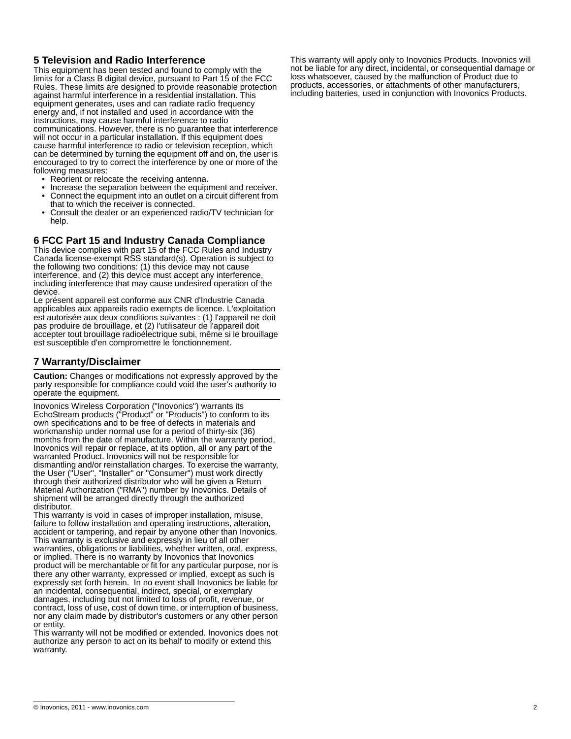## 5 Television and Radio Interference

This equipment has been tested and found to comply with the limits for a Class B digital device, pursuant to Part 15 of the FCC Rules. These limits are designed to provide reasonable protection against harmful interference in a residential installation. This equipment generates, uses and can radiate radio frequency energy and, if not installed and used in accordance with the instructions, may cause harmful interference to radio communications. However, there is no guarantee that interference will not occur in a particular installation. If this equipment does cause harmful interference to radio or television reception, which can be determined by turning the equipment off and on, the user is encouraged to try to correct the interference by one or more of the following measures:

- Reorient or relocate the receiving antenna.
- Increase the separation between the equipment and receiver.
- Connect the equipment into an outlet on a circuit different from that to which the receiver is connected.
- Consult the dealer or an experienced radio/TV technician for help.

## 6 FCC Part 15 and Industry Canada Compliance

This device complies with part 15 of the FCC Rules and Industry Canada license-exempt RSS standard(s). Operation is subject to the following two conditions: (1) this device may not cause interference, and (2) this device must accept any interference, including interference that may cause undesired operation of the device.

Le présent appareil est conforme aux CNR d'Industrie Canada applicables aux appareils radio exempts de licence. L'exploitation est autorisée aux deux conditions suivantes : (1) l'appareil ne doit pas produire de brouillage, et (2) l'utilisateur de l'appareil doit accepter tout brouillage radioélectrique subi, même si le brouillage est susceptible d'en compromettre le fonctionnement.

## 7 Warranty/Disclaimer

**Caution:** Changes or modifications not expressly approved by the party responsible for compliance could void the user's authority to operate the equipment.

Inovonics Wireless Corporation ("Inovonics") warrants its EchoStream products ("Product" or "Products") to conform to its own specifications and to be free of defects in materials and workmanship under normal use for a period of thirty-six (36) months from the date of manufacture. Within the warranty period, Inovonics will repair or replace, at its option, all or any part of the warranted Product. Inovonics will not be responsible for dismantling and/or reinstallation charges. To exercise the warranty, the User ("User", "Installer" or "Consumer") must work directly through their authorized distributor who will be given a Return Material Authorization ("RMA") number by Inovonics. Details of shipment will be arranged directly through the authorized distributor.

This warranty is void in cases of improper installation, misuse, failure to follow installation and operating instructions, alteration, accident or tampering, and repair by anyone other than Inovonics.

This warranty is exclusive and expressly in lieu of all other warranties, obligations or liabilities, whether written, oral, express, or implied. There is no warranty by Inovonics that Inovonics product will be merchantable or fit for any particular purpose, nor is there any other warranty, expressed or implied, except as such is expressly set forth herein. In no event shall Inovonics be liable for an incidental, consequential, indirect, special, or exemplary damages, including but not limited to loss of profit, revenue, or contract, loss of use, cost of down time, or interruption of business, nor any claim made by distributor's customers or any other person or entity.

This warranty will not be modified or extended. Inovonics does not authorize any person to act on its behalf to modify or extend this warranty.

This warranty will apply only to Inovonics Products. Inovonics will not be liable for any direct, incidental, or consequential damage or loss whatsoever, caused by the malfunction of Product due to products, accessories, or attachments of other manufacturers, including batteries, used in conjunction with Inovonics Products.

© Inovonics, 2011 - www.inovonics.com